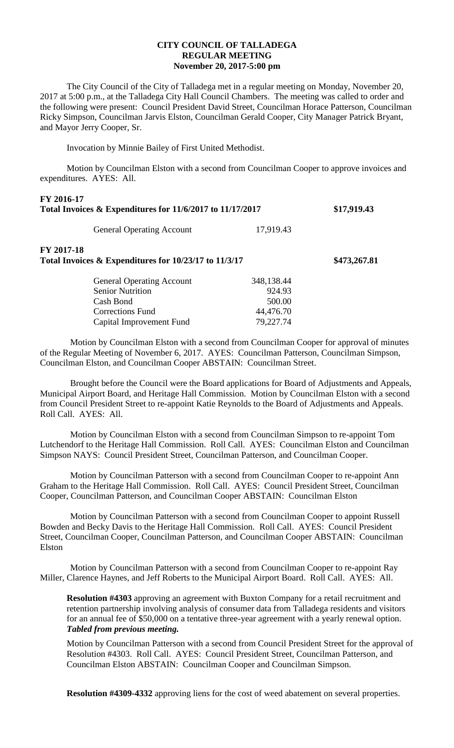# CITY COUNCIL OF TALLADEGA
## REGULAR MEETING
### November 20, 2017-5:00 pm

The City Council of the City of Talladega met in a regular meeting on Monday, November 20, 2017 at 5:00 p.m., at the Talladega City Hall Council Chambers. The meeting was called to order and the following were present: Council President David Street, Councilman Horace Patterson, Councilman Ricky Simpson, Councilman Jarvis Elston, Councilman Gerald Cooper, City Manager Patrick Bryant, and Mayor Jerry Cooper, Sr.

Invocation by Minnie Bailey of First United Methodist.

Motion by Councilman Elston with a second from Councilman Cooper to approve invoices and expenditures. AYES: All.

**FY 2016-17**
**Total Invoices & Expenditures for 11/6/2017 to 11/17/2017** **$17,919.43**

| | | |
|---|---|---|
| General Operating Account | 17,919.43 | |

**FY 2017-18**
**Total Invoices & Expenditures for 10/23/17 to 11/3/17** **$473,267.81**

| | | |
|---|---|---|
| General Operating Account | 348,138.44 | |
| Senior Nutrition | 924.93 | |
| Cash Bond | 500.00 | |
| Corrections Fund | 44,476.70 | |
| Capital Improvement Fund | 79,227.74 | |

Motion by Councilman Elston with a second from Councilman Cooper for approval of minutes of the Regular Meeting of November 6, 2017. AYES: Councilman Patterson, Councilman Simpson, Councilman Elston, and Councilman Cooper ABSTAIN: Councilman Street.

Brought before the Council were the Board applications for Board of Adjustments and Appeals, Municipal Airport Board, and Heritage Hall Commission. Motion by Councilman Elston with a second from Council President Street to re-appoint Katie Reynolds to the Board of Adjustments and Appeals. Roll Call. AYES: All.

Motion by Councilman Elston with a second from Councilman Simpson to re-appoint Tom Lutchendorf to the Heritage Hall Commission. Roll Call. AYES: Councilman Elston and Councilman Simpson NAYS: Council President Street, Councilman Patterson, and Councilman Cooper.

Motion by Councilman Patterson with a second from Councilman Cooper to re-appoint Ann Graham to the Heritage Hall Commission. Roll Call. AYES: Council President Street, Councilman Cooper, Councilman Patterson, and Councilman Cooper ABSTAIN: Councilman Elston

Motion by Councilman Patterson with a second from Councilman Cooper to appoint Russell Bowden and Becky Davis to the Heritage Hall Commission. Roll Call. AYES: Council President Street, Councilman Cooper, Councilman Patterson, and Councilman Cooper ABSTAIN: Councilman Elston

Motion by Councilman Patterson with a second from Councilman Cooper to re-appoint Ray Miller, Clarence Haynes, and Jeff Roberts to the Municipal Airport Board. Roll Call. AYES: All.

**Resolution #4303** approving an agreement with Buxton Company for a retail recruitment and retention partnership involving analysis of consumer data from Talladega residents and visitors for an annual fee of $50,000 on a tentative three-year agreement with a yearly renewal option. ***Tabled from previous meeting.***

Motion by Councilman Patterson with a second from Council President Street for the approval of Resolution #4303. Roll Call. AYES: Council President Street, Councilman Patterson, and Councilman Elston ABSTAIN: Councilman Cooper and Councilman Simpson.

**Resolution #4309-4332** approving liens for the cost of weed abatement on several properties.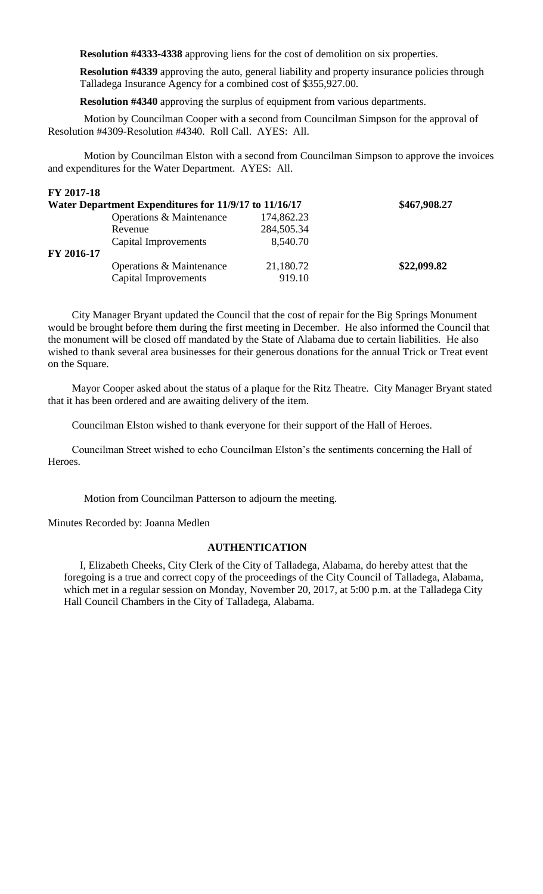**Resolution #4333-4338** approving liens for the cost of demolition on six properties.

**Resolution #4339** approving the auto, general liability and property insurance policies through Talladega Insurance Agency for a combined cost of $355,927.00.

**Resolution #4340** approving the surplus of equipment from various departments.

Motion by Councilman Cooper with a second from Councilman Simpson for the approval of Resolution #4309-Resolution #4340. Roll Call. AYES: All.

Motion by Councilman Elston with a second from Councilman Simpson to approve the invoices and expenditures for the Water Department. AYES: All.

| | | | |
|---|---|---|---|
| **FY 2017-18** | | | |
| **Water Department Expenditures for 11/9/17 to 11/16/17** | | | **$467,908.27** |
| | Operations & Maintenance | 174,862.23 | |
| | Revenue | 284,505.34 | |
| | Capital Improvements | 8,540.70 | |
| **FY 2016-17** | | | |
| | Operations & Maintenance | 21,180.72 | **$22,099.82** |
| | Capital Improvements | 919.10 | |

City Manager Bryant updated the Council that the cost of repair for the Big Springs Monument would be brought before them during the first meeting in December. He also informed the Council that the monument will be closed off mandated by the State of Alabama due to certain liabilities. He also wished to thank several area businesses for their generous donations for the annual Trick or Treat event on the Square.

Mayor Cooper asked about the status of a plaque for the Ritz Theatre. City Manager Bryant stated that it has been ordered and are awaiting delivery of the item.

Councilman Elston wished to thank everyone for their support of the Hall of Heroes.

Councilman Street wished to echo Councilman Elston's the sentiments concerning the Hall of Heroes.

Motion from Councilman Patterson to adjourn the meeting.

Minutes Recorded by: Joanna Medlen

**AUTHENTICATION**

I, Elizabeth Cheeks, City Clerk of the City of Talladega, Alabama, do hereby attest that the foregoing is a true and correct copy of the proceedings of the City Council of Talladega, Alabama, which met in a regular session on Monday, November 20, 2017, at 5:00 p.m. at the Talladega City Hall Council Chambers in the City of Talladega, Alabama.